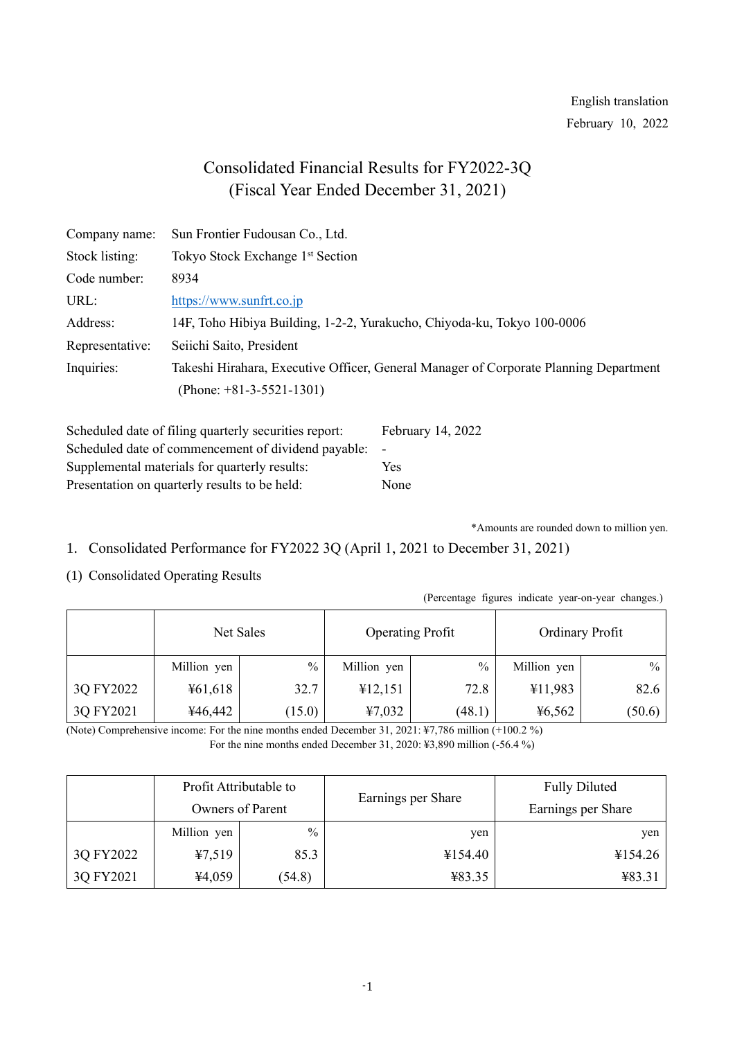English translation

February 10, 2022

# Consolidated Financial Results for FY2022-3Q
# (Fiscal Year Ended December 31, 2021)

| | |
|---|---|
| Company name: | Sun Frontier Fudousan Co., Ltd. |
| Stock listing: | Tokyo Stock Exchange 1st Section |
| Code number: | 8934 |
| URL: | https://www.sunfrt.co.jp |
| Address: | 14F, Toho Hibiya Building, 1-2-2, Yurakucho, Chiyoda-ku, Tokyo 100-0006 |
| Representative: | Seiichi Saito, President |
| Inquiries: | Takeshi Hirahara, Executive Officer, General Manager of Corporate Planning Department (Phone: +81-3-5521-1301) |

| | |
|---|---|
| Scheduled date of filing quarterly securities report: | February 14, 2022 |
| Scheduled date of commencement of dividend payable: | - |
| Supplemental materials for quarterly results: | Yes |
| Presentation on quarterly results to be held: | None |

*Amounts are rounded down to million yen.

## 1. Consolidated Performance for FY2022 3Q (April 1, 2021 to December 31, 2021)

### (1) Consolidated Operating Results

(Percentage figures indicate year-on-year changes.)

| | Net Sales | | Operating Profit | | Ordinary Profit | |
|---|---|---|---|---|---|---|
| | Million yen | % | Million yen | % | Million yen | % |
| 3Q FY2022 | ¥61,618 | 32.7 | ¥12,151 | 72.8 | ¥11,983 | 82.6 |
| 3Q FY2021 | ¥46,442 | (15.0) | ¥7,032 | (48.1) | ¥6,562 | (50.6) |

(Note) Comprehensive income: For the nine months ended December 31, 2021: ¥7,786 million (+100.2 %)
For the nine months ended December 31, 2020: ¥3,890 million (-56.4 %)

| | Profit Attributable to Owners of Parent | | Earnings per Share | Fully Diluted Earnings per Share |
|---|---|---|---|---|
| | Million yen | % | yen | yen |
| 3Q FY2022 | ¥7,519 | 85.3 | ¥154.40 | ¥154.26 |
| 3Q FY2021 | ¥4,059 | (54.8) | ¥83.35 | ¥83.31 |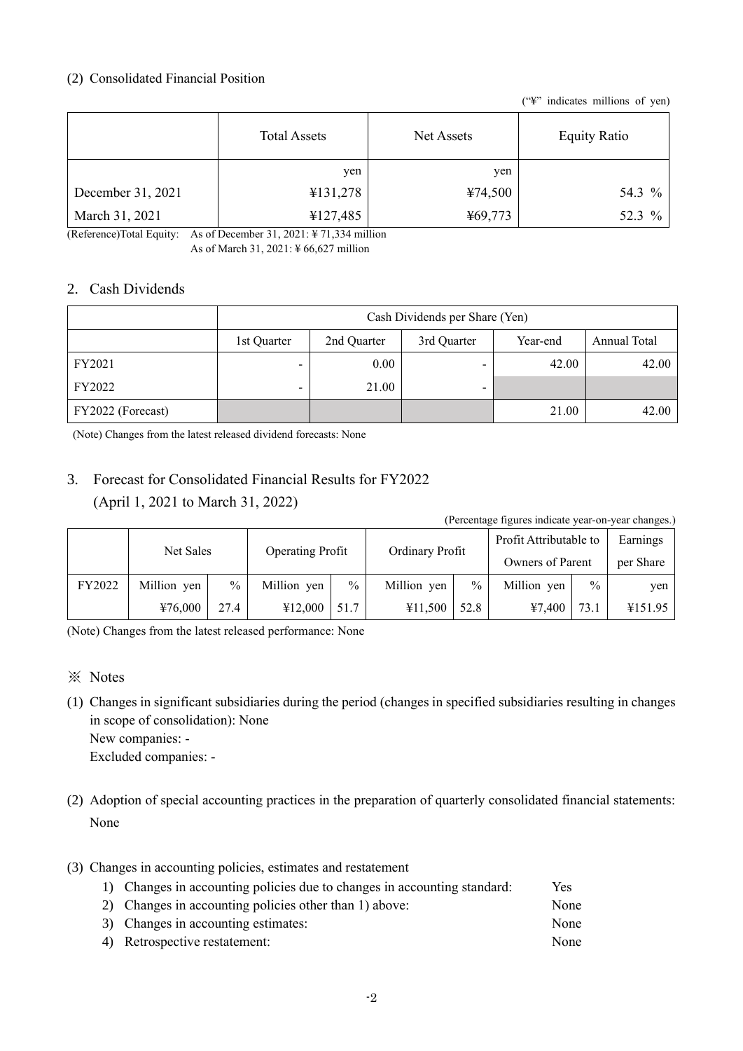(2) Consolidated Financial Position

("¥" indicates millions of yen)

| | Total Assets | Net Assets | Equity Ratio |
|---|---|---|---|
| | yen | yen | |
| December 31, 2021 | ¥131,278 | ¥74,500 | 54.3 % |
| March 31, 2021 | ¥127,485 | ¥69,773 | 52.3 % |

(Reference)Total Equity: As of December 31, 2021: ¥ 71,334 million
As of March 31, 2021: ¥ 66,627 million

## 2. Cash Dividends

| | Cash Dividends per Share (Yen) | | | | |
|---|---|---|---|---|---|
| | 1st Quarter | 2nd Quarter | 3rd Quarter | Year-end | Annual Total |
| FY2021 | - | 0.00 | - | 42.00 | 42.00 |
| FY2022 | - | 21.00 | - | | |
| FY2022 (Forecast) | | | | 21.00 | 42.00 |

(Note) Changes from the latest released dividend forecasts: None

## 3. Forecast for Consolidated Financial Results for FY2022 (April 1, 2021 to March 31, 2022)

(Percentage figures indicate year-on-year changes.)

| | Net Sales | | Operating Profit | | Ordinary Profit | | Profit Attributable to Owners of Parent | | Earnings per Share |
|---|---|---|---|---|---|---|---|---|---|
| FY2022 | Million yen | % | Million yen | % | Million yen | % | Million yen | % | yen |
| | ¥76,000 | 27.4 | ¥12,000 | 51.7 | ¥11,500 | 52.8 | ¥7,400 | 73.1 | ¥151.95 |

(Note) Changes from the latest released performance: None

## ※ Notes

(1) Changes in significant subsidiaries during the period (changes in specified subsidiaries resulting in changes in scope of consolidation): None
New companies: -
Excluded companies: -

(2) Adoption of special accounting practices in the preparation of quarterly consolidated financial statements: None

(3) Changes in accounting policies, estimates and restatement

1) Changes in accounting policies due to changes in accounting standard: Yes
2) Changes in accounting policies other than 1) above: None
3) Changes in accounting estimates: None
4) Retrospective restatement: None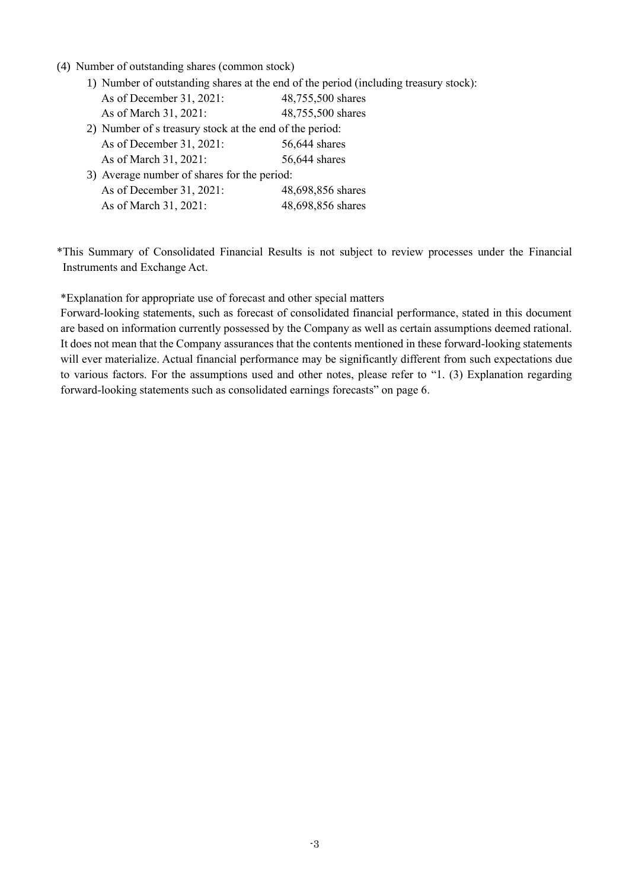(4) Number of outstanding shares (common stock)

1) Number of outstanding shares at the end of the period (including treasury stock):

| | |
|---|---|
| As of December 31, 2021: | 48,755,500 shares |
| As of March 31, 2021: | 48,755,500 shares |

2) Number of s treasury stock at the end of the period:

| | |
|---|---|
| As of December 31, 2021: | 56,644 shares |
| As of March 31, 2021: | 56,644 shares |

3) Average number of shares for the period:

| | |
|---|---|
| As of December 31, 2021: | 48,698,856 shares |
| As of March 31, 2021: | 48,698,856 shares |

*This Summary of Consolidated Financial Results is not subject to review processes under the Financial Instruments and Exchange Act.

*Explanation for appropriate use of forecast and other special matters

Forward-looking statements, such as forecast of consolidated financial performance, stated in this document are based on information currently possessed by the Company as well as certain assumptions deemed rational. It does not mean that the Company assurances that the contents mentioned in these forward-looking statements will ever materialize. Actual financial performance may be significantly different from such expectations due to various factors. For the assumptions used and other notes, please refer to "1. (3) Explanation regarding forward-looking statements such as consolidated earnings forecasts" on page 6.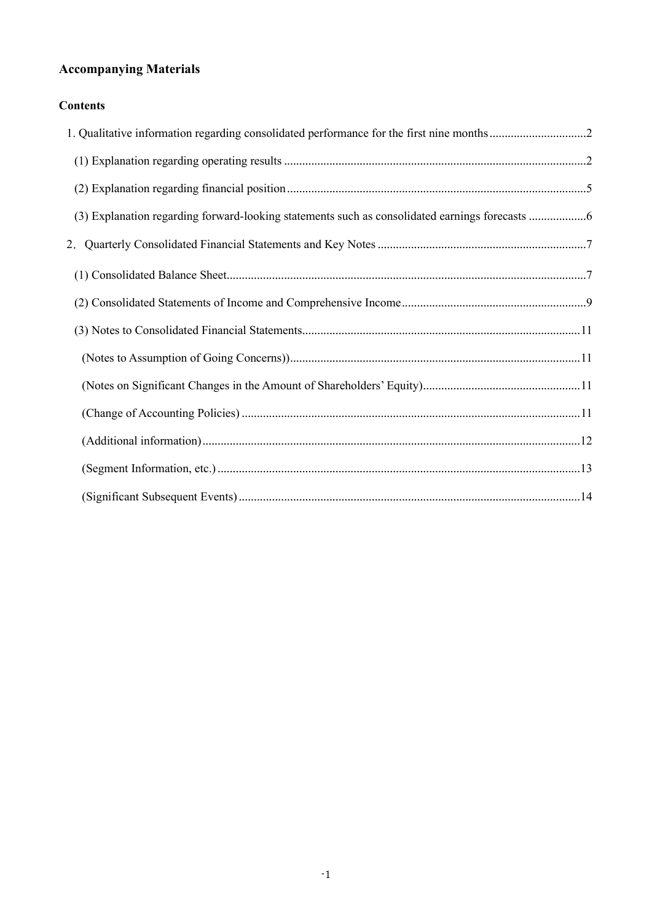## Accompanying Materials

### Contents

1. Qualitative information regarding consolidated performance for the first nine months ................................2

   (1) Explanation regarding operating results ...................................................................................................2

   (2) Explanation regarding financial position ..................................................................................................5

   (3) Explanation regarding forward-looking statements such as consolidated earnings forecasts ...................6

2．Quarterly Consolidated Financial Statements and Key Notes ....................................................................7

   (1) Consolidated Balance Sheet......................................................................................................................7

   (2) Consolidated Statements of Income and Comprehensive Income ............................................................9

   (3) Notes to Consolidated Financial Statements...........................................................................................11

      (Notes to Assumption of Going Concerns)) ...............................................................................................11

      (Notes on Significant Changes in the Amount of Shareholders' Equity)...................................................11

      (Change of Accounting Policies) ..............................................................................................................11

      (Additional information)...........................................................................................................................12

      (Segment Information, etc.) ......................................................................................................................13

      (Significant Subsequent Events) ...............................................................................................................14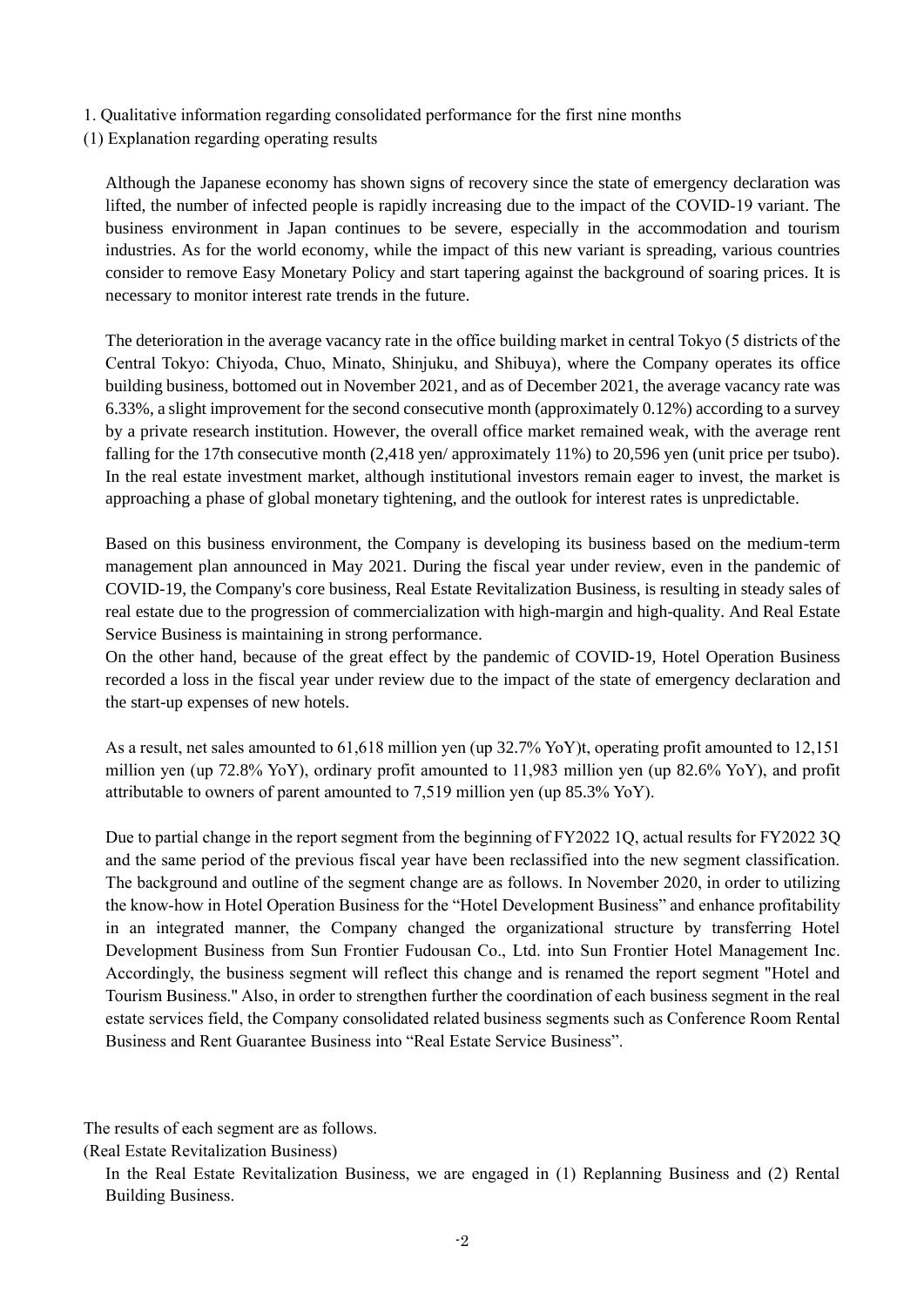1. Qualitative information regarding consolidated performance for the first nine months

(1) Explanation regarding operating results

Although the Japanese economy has shown signs of recovery since the state of emergency declaration was lifted, the number of infected people is rapidly increasing due to the impact of the COVID-19 variant. The business environment in Japan continues to be severe, especially in the accommodation and tourism industries. As for the world economy, while the impact of this new variant is spreading, various countries consider to remove Easy Monetary Policy and start tapering against the background of soaring prices. It is necessary to monitor interest rate trends in the future.

The deterioration in the average vacancy rate in the office building market in central Tokyo (5 districts of the Central Tokyo: Chiyoda, Chuo, Minato, Shinjuku, and Shibuya), where the Company operates its office building business, bottomed out in November 2021, and as of December 2021, the average vacancy rate was 6.33%, a slight improvement for the second consecutive month (approximately 0.12%) according to a survey by a private research institution. However, the overall office market remained weak, with the average rent falling for the 17th consecutive month (2,418 yen/ approximately 11%) to 20,596 yen (unit price per tsubo). In the real estate investment market, although institutional investors remain eager to invest, the market is approaching a phase of global monetary tightening, and the outlook for interest rates is unpredictable.

Based on this business environment, the Company is developing its business based on the medium-term management plan announced in May 2021. During the fiscal year under review, even in the pandemic of COVID-19, the Company's core business, Real Estate Revitalization Business, is resulting in steady sales of real estate due to the progression of commercialization with high-margin and high-quality. And Real Estate Service Business is maintaining in strong performance.

On the other hand, because of the great effect by the pandemic of COVID-19, Hotel Operation Business recorded a loss in the fiscal year under review due to the impact of the state of emergency declaration and the start-up expenses of new hotels.

As a result, net sales amounted to 61,618 million yen (up 32.7% YoY)t, operating profit amounted to 12,151 million yen (up 72.8% YoY), ordinary profit amounted to 11,983 million yen (up 82.6% YoY), and profit attributable to owners of parent amounted to 7,519 million yen (up 85.3% YoY).

Due to partial change in the report segment from the beginning of FY2022 1Q, actual results for FY2022 3Q and the same period of the previous fiscal year have been reclassified into the new segment classification. The background and outline of the segment change are as follows. In November 2020, in order to utilizing the know-how in Hotel Operation Business for the "Hotel Development Business" and enhance profitability in an integrated manner, the Company changed the organizational structure by transferring Hotel Development Business from Sun Frontier Fudousan Co., Ltd. into Sun Frontier Hotel Management Inc. Accordingly, the business segment will reflect this change and is renamed the report segment "Hotel and Tourism Business." Also, in order to strengthen further the coordination of each business segment in the real estate services field, the Company consolidated related business segments such as Conference Room Rental Business and Rent Guarantee Business into "Real Estate Service Business".

The results of each segment are as follows.

(Real Estate Revitalization Business)

In the Real Estate Revitalization Business, we are engaged in (1) Replanning Business and (2) Rental Building Business.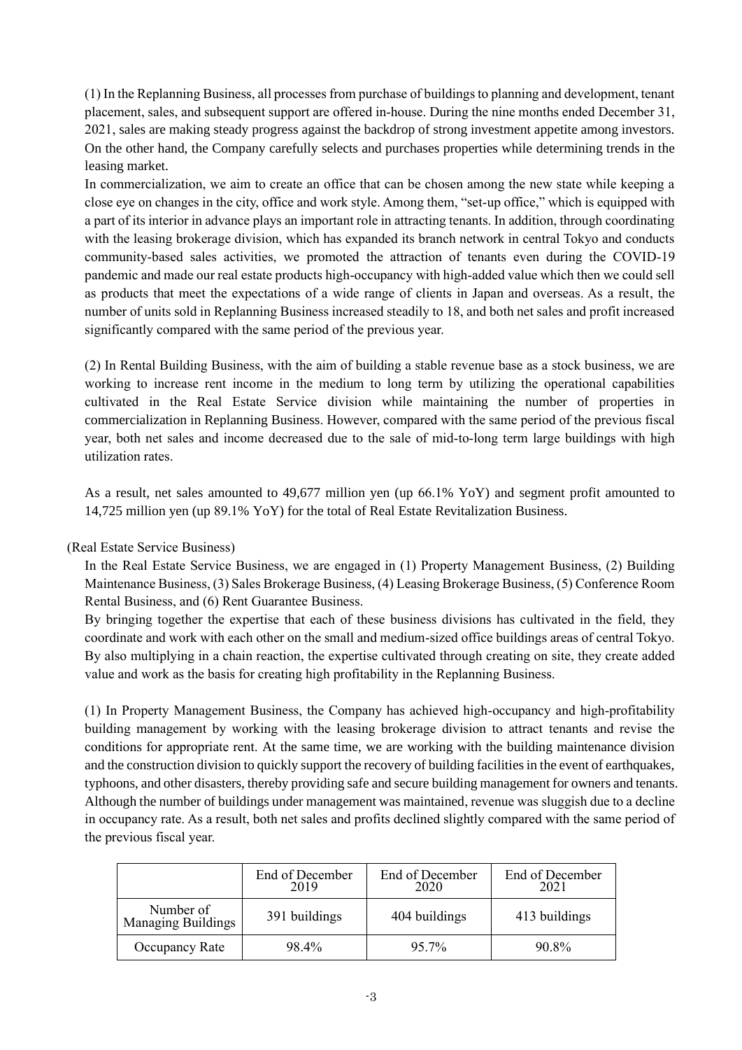(1) In the Replanning Business, all processes from purchase of buildings to planning and development, tenant placement, sales, and subsequent support are offered in-house. During the nine months ended December 31, 2021, sales are making steady progress against the backdrop of strong investment appetite among investors. On the other hand, the Company carefully selects and purchases properties while determining trends in the leasing market.

In commercialization, we aim to create an office that can be chosen among the new state while keeping a close eye on changes in the city, office and work style. Among them, "set-up office," which is equipped with a part of its interior in advance plays an important role in attracting tenants. In addition, through coordinating with the leasing brokerage division, which has expanded its branch network in central Tokyo and conducts community-based sales activities, we promoted the attraction of tenants even during the COVID-19 pandemic and made our real estate products high-occupancy with high-added value which then we could sell as products that meet the expectations of a wide range of clients in Japan and overseas. As a result, the number of units sold in Replanning Business increased steadily to 18, and both net sales and profit increased significantly compared with the same period of the previous year.

(2) In Rental Building Business, with the aim of building a stable revenue base as a stock business, we are working to increase rent income in the medium to long term by utilizing the operational capabilities cultivated in the Real Estate Service division while maintaining the number of properties in commercialization in Replanning Business. However, compared with the same period of the previous fiscal year, both net sales and income decreased due to the sale of mid-to-long term large buildings with high utilization rates.

As a result, net sales amounted to 49,677 million yen (up 66.1% YoY) and segment profit amounted to 14,725 million yen (up 89.1% YoY) for the total of Real Estate Revitalization Business.

(Real Estate Service Business)

In the Real Estate Service Business, we are engaged in (1) Property Management Business, (2) Building Maintenance Business, (3) Sales Brokerage Business, (4) Leasing Brokerage Business, (5) Conference Room Rental Business, and (6) Rent Guarantee Business.

By bringing together the expertise that each of these business divisions has cultivated in the field, they coordinate and work with each other on the small and medium-sized office buildings areas of central Tokyo. By also multiplying in a chain reaction, the expertise cultivated through creating on site, they create added value and work as the basis for creating high profitability in the Replanning Business.

(1) In Property Management Business, the Company has achieved high-occupancy and high-profitability building management by working with the leasing brokerage division to attract tenants and revise the conditions for appropriate rent. At the same time, we are working with the building maintenance division and the construction division to quickly support the recovery of building facilities in the event of earthquakes, typhoons, and other disasters, thereby providing safe and secure building management for owners and tenants. Although the number of buildings under management was maintained, revenue was sluggish due to a decline in occupancy rate. As a result, both net sales and profits declined slightly compared with the same period of the previous fiscal year.

| | End of December 2019 | End of December 2020 | End of December 2021 |
|---|---|---|---|
| Number of Managing Buildings | 391 buildings | 404 buildings | 413 buildings |
| Occupancy Rate | 98.4% | 95.7% | 90.8% |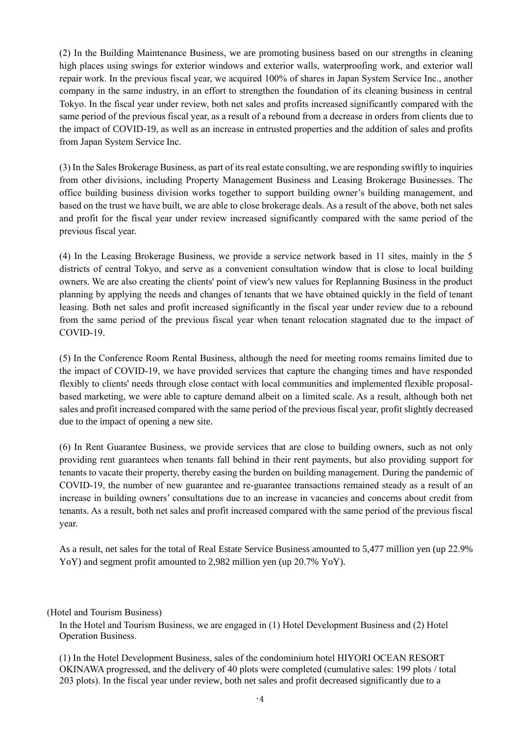(2) In the Building Maintenance Business, we are promoting business based on our strengths in cleaning high places using swings for exterior windows and exterior walls, waterproofing work, and exterior wall repair work. In the previous fiscal year, we acquired 100% of shares in Japan System Service Inc., another company in the same industry, in an effort to strengthen the foundation of its cleaning business in central Tokyo. In the fiscal year under review, both net sales and profits increased significantly compared with the same period of the previous fiscal year, as a result of a rebound from a decrease in orders from clients due to the impact of COVID-19, as well as an increase in entrusted properties and the addition of sales and profits from Japan System Service Inc.

(3) In the Sales Brokerage Business, as part of its real estate consulting, we are responding swiftly to inquiries from other divisions, including Property Management Business and Leasing Brokerage Businesses. The office building business division works together to support building owner's building management, and based on the trust we have built, we are able to close brokerage deals. As a result of the above, both net sales and profit for the fiscal year under review increased significantly compared with the same period of the previous fiscal year.

(4) In the Leasing Brokerage Business, we provide a service network based in 11 sites, mainly in the 5 districts of central Tokyo, and serve as a convenient consultation window that is close to local building owners. We are also creating the clients' point of view's new values for Replanning Business in the product planning by applying the needs and changes of tenants that we have obtained quickly in the field of tenant leasing. Both net sales and profit increased significantly in the fiscal year under review due to a rebound from the same period of the previous fiscal year when tenant relocation stagnated due to the impact of COVID-19.

(5) In the Conference Room Rental Business, although the need for meeting rooms remains limited due to the impact of COVID-19, we have provided services that capture the changing times and have responded flexibly to clients' needs through close contact with local communities and implemented flexible proposal-based marketing, we were able to capture demand albeit on a limited scale. As a result, although both net sales and profit increased compared with the same period of the previous fiscal year, profit slightly decreased due to the impact of opening a new site.

(6) In Rent Guarantee Business, we provide services that are close to building owners, such as not only providing rent guarantees when tenants fall behind in their rent payments, but also providing support for tenants to vacate their property, thereby easing the burden on building management. During the pandemic of COVID-19, the number of new guarantee and re-guarantee transactions remained steady as a result of an increase in building owners' consultations due to an increase in vacancies and concerns about credit from tenants. As a result, both net sales and profit increased compared with the same period of the previous fiscal year.

As a result, net sales for the total of Real Estate Service Business amounted to 5,477 million yen (up 22.9% YoY) and segment profit amounted to 2,982 million yen (up 20.7% YoY).

(Hotel and Tourism Business)

In the Hotel and Tourism Business, we are engaged in (1) Hotel Development Business and (2) Hotel Operation Business.

(1) In the Hotel Development Business, sales of the condominium hotel HIYORI OCEAN RESORT OKINAWA progressed, and the delivery of 40 plots were completed (cumulative sales: 199 plots / total 203 plots). In the fiscal year under review, both net sales and profit decreased significantly due to a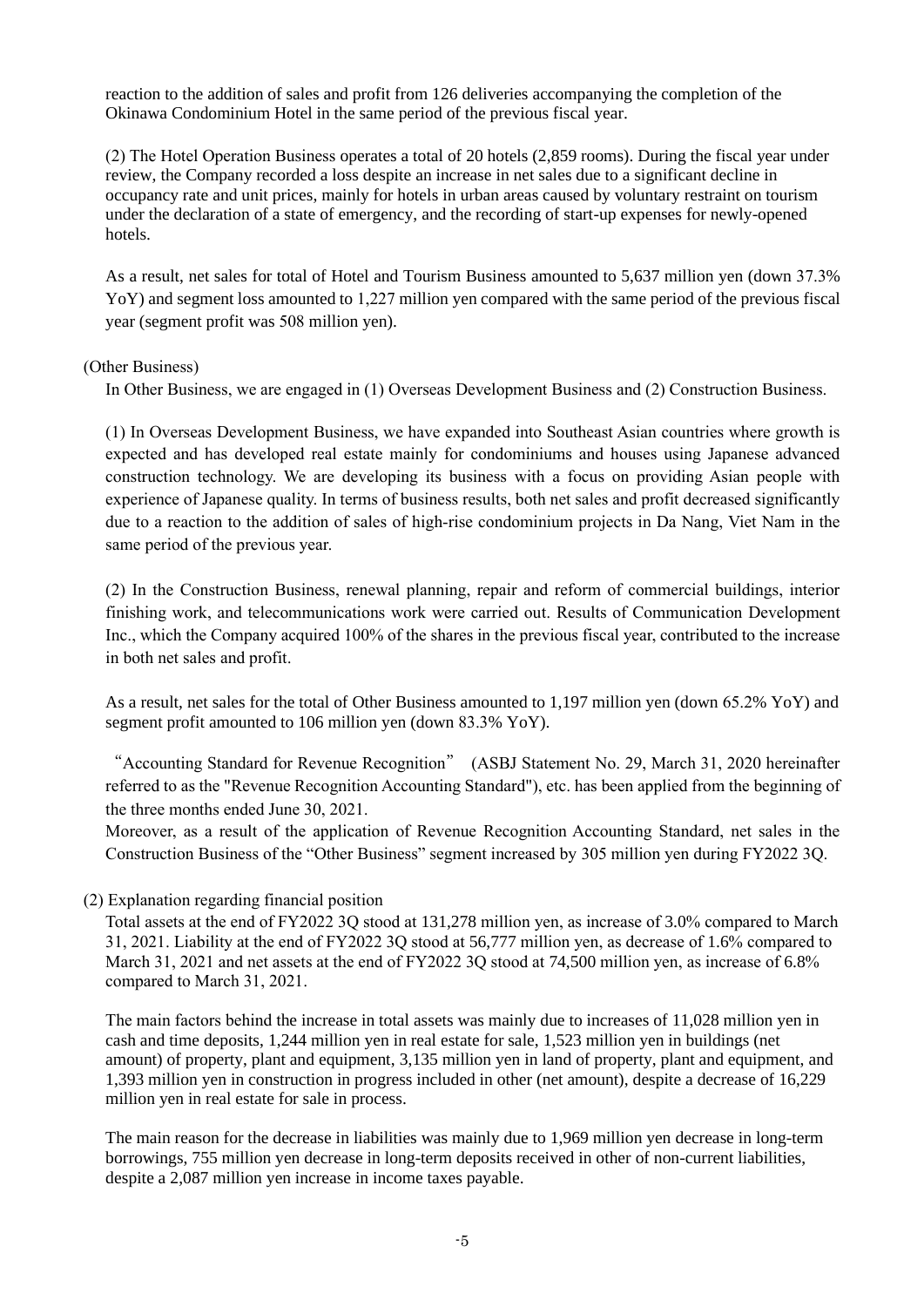reaction to the addition of sales and profit from 126 deliveries accompanying the completion of the Okinawa Condominium Hotel in the same period of the previous fiscal year.

(2) The Hotel Operation Business operates a total of 20 hotels (2,859 rooms). During the fiscal year under review, the Company recorded a loss despite an increase in net sales due to a significant decline in occupancy rate and unit prices, mainly for hotels in urban areas caused by voluntary restraint on tourism under the declaration of a state of emergency, and the recording of start-up expenses for newly-opened hotels.

As a result, net sales for total of Hotel and Tourism Business amounted to 5,637 million yen (down 37.3% YoY) and segment loss amounted to 1,227 million yen compared with the same period of the previous fiscal year (segment profit was 508 million yen).

(Other Business)

In Other Business, we are engaged in (1) Overseas Development Business and (2) Construction Business.

(1) In Overseas Development Business, we have expanded into Southeast Asian countries where growth is expected and has developed real estate mainly for condominiums and houses using Japanese advanced construction technology. We are developing its business with a focus on providing Asian people with experience of Japanese quality. In terms of business results, both net sales and profit decreased significantly due to a reaction to the addition of sales of high-rise condominium projects in Da Nang, Viet Nam in the same period of the previous year.

(2) In the Construction Business, renewal planning, repair and reform of commercial buildings, interior finishing work, and telecommunications work were carried out. Results of Communication Development Inc., which the Company acquired 100% of the shares in the previous fiscal year, contributed to the increase in both net sales and profit.

As a result, net sales for the total of Other Business amounted to 1,197 million yen (down 65.2% YoY) and segment profit amounted to 106 million yen (down 83.3% YoY).

“Accounting Standard for Revenue Recognition” (ASBJ Statement No. 29, March 31, 2020 hereinafter referred to as the "Revenue Recognition Accounting Standard"), etc. has been applied from the beginning of the three months ended June 30, 2021.

Moreover, as a result of the application of Revenue Recognition Accounting Standard, net sales in the Construction Business of the “Other Business” segment increased by 305 million yen during FY2022 3Q.

(2) Explanation regarding financial position

Total assets at the end of FY2022 3Q stood at 131,278 million yen, as increase of 3.0% compared to March 31, 2021. Liability at the end of FY2022 3Q stood at 56,777 million yen, as decrease of 1.6% compared to March 31, 2021 and net assets at the end of FY2022 3Q stood at 74,500 million yen, as increase of 6.8% compared to March 31, 2021.

The main factors behind the increase in total assets was mainly due to increases of 11,028 million yen in cash and time deposits, 1,244 million yen in real estate for sale, 1,523 million yen in buildings (net amount) of property, plant and equipment, 3,135 million yen in land of property, plant and equipment, and 1,393 million yen in construction in progress included in other (net amount), despite a decrease of 16,229 million yen in real estate for sale in process.

The main reason for the decrease in liabilities was mainly due to 1,969 million yen decrease in long-term borrowings, 755 million yen decrease in long-term deposits received in other of non-current liabilities, despite a 2,087 million yen increase in income taxes payable.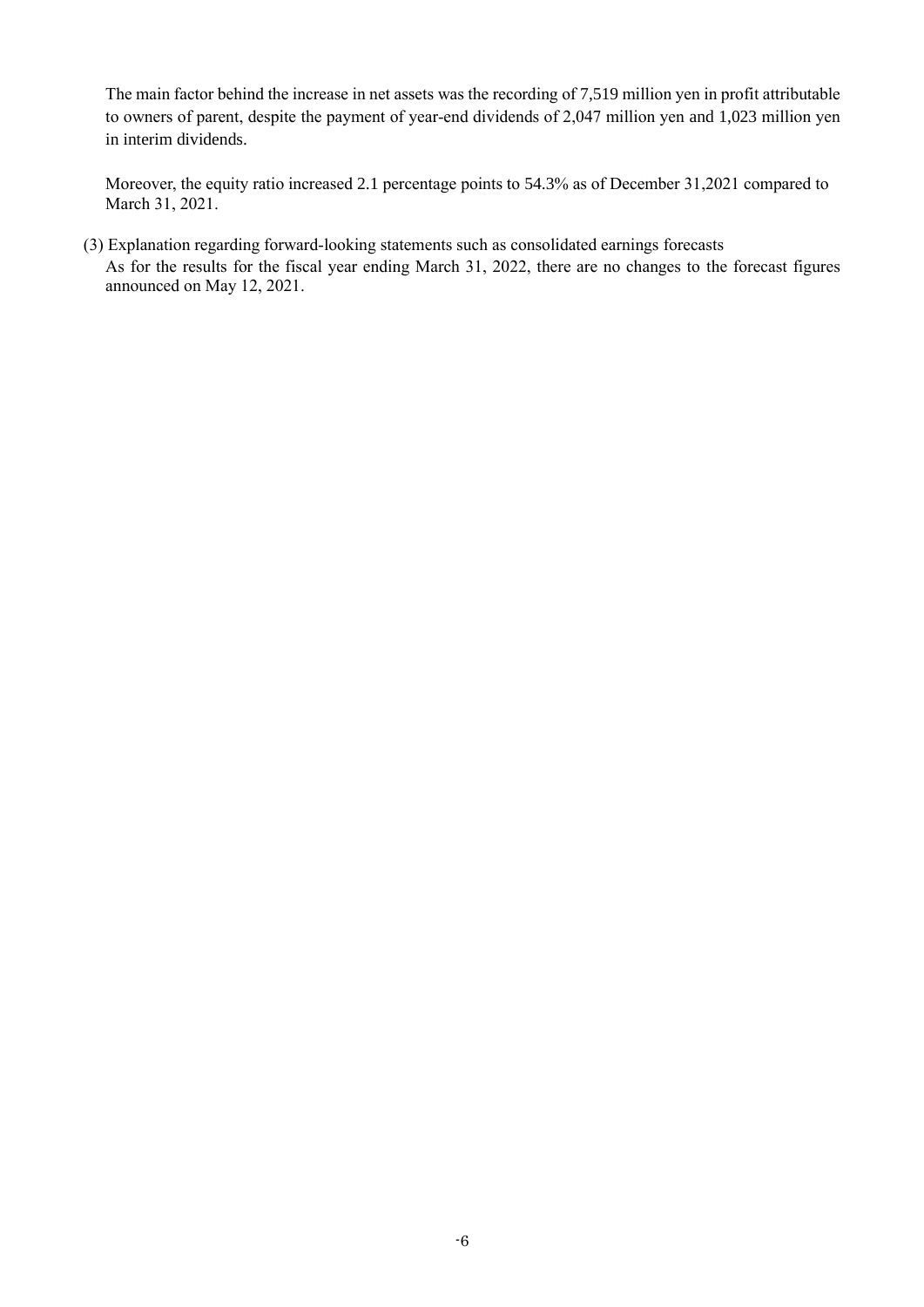The main factor behind the increase in net assets was the recording of 7,519 million yen in profit attributable to owners of parent, despite the payment of year-end dividends of 2,047 million yen and 1,023 million yen in interim dividends.

Moreover, the equity ratio increased 2.1 percentage points to 54.3% as of December 31,2021 compared to March 31, 2021.

(3) Explanation regarding forward-looking statements such as consolidated earnings forecasts

As for the results for the fiscal year ending March 31, 2022, there are no changes to the forecast figures announced on May 12, 2021.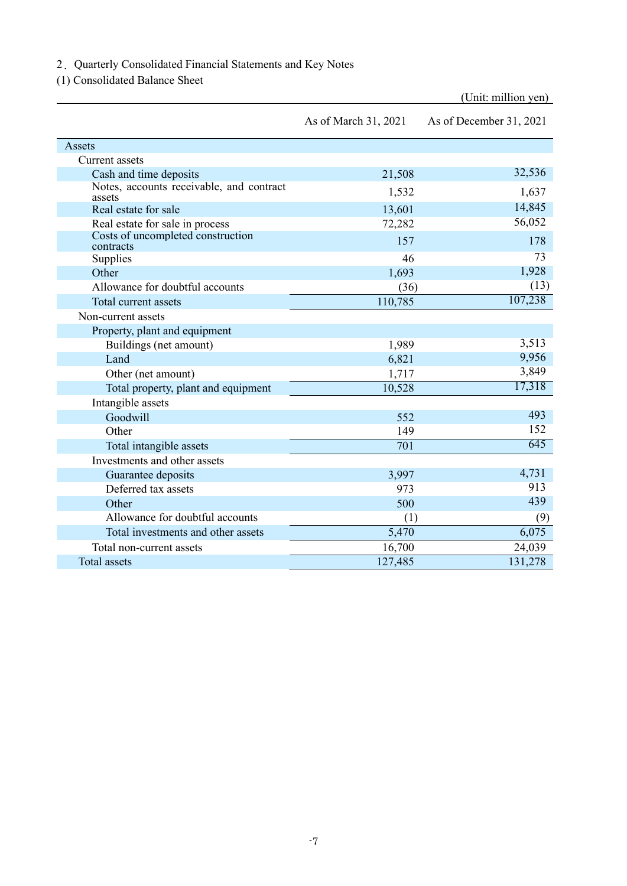2．Quarterly Consolidated Financial Statements and Key Notes

(1) Consolidated Balance Sheet

(Unit: million yen)

| | As of March 31, 2021 | As of December 31, 2021 |
|---|---|---|
| Assets | | |
| Current assets | | |
| Cash and time deposits | 21,508 | 32,536 |
| Notes, accounts receivable, and contract assets | 1,532 | 1,637 |
| Real estate for sale | 13,601 | 14,845 |
| Real estate for sale in process | 72,282 | 56,052 |
| Costs of uncompleted construction contracts | 157 | 178 |
| Supplies | 46 | 73 |
| Other | 1,693 | 1,928 |
| Allowance for doubtful accounts | (36) | (13) |
| Total current assets | 110,785 | 107,238 |
| Non-current assets | | |
| Property, plant and equipment | | |
| Buildings (net amount) | 1,989 | 3,513 |
| Land | 6,821 | 9,956 |
| Other (net amount) | 1,717 | 3,849 |
| Total property, plant and equipment | 10,528 | 17,318 |
| Intangible assets | | |
| Goodwill | 552 | 493 |
| Other | 149 | 152 |
| Total intangible assets | 701 | 645 |
| Investments and other assets | | |
| Guarantee deposits | 3,997 | 4,731 |
| Deferred tax assets | 973 | 913 |
| Other | 500 | 439 |
| Allowance for doubtful accounts | (1) | (9) |
| Total investments and other assets | 5,470 | 6,075 |
| Total non-current assets | 16,700 | 24,039 |
| Total assets | 127,485 | 131,278 |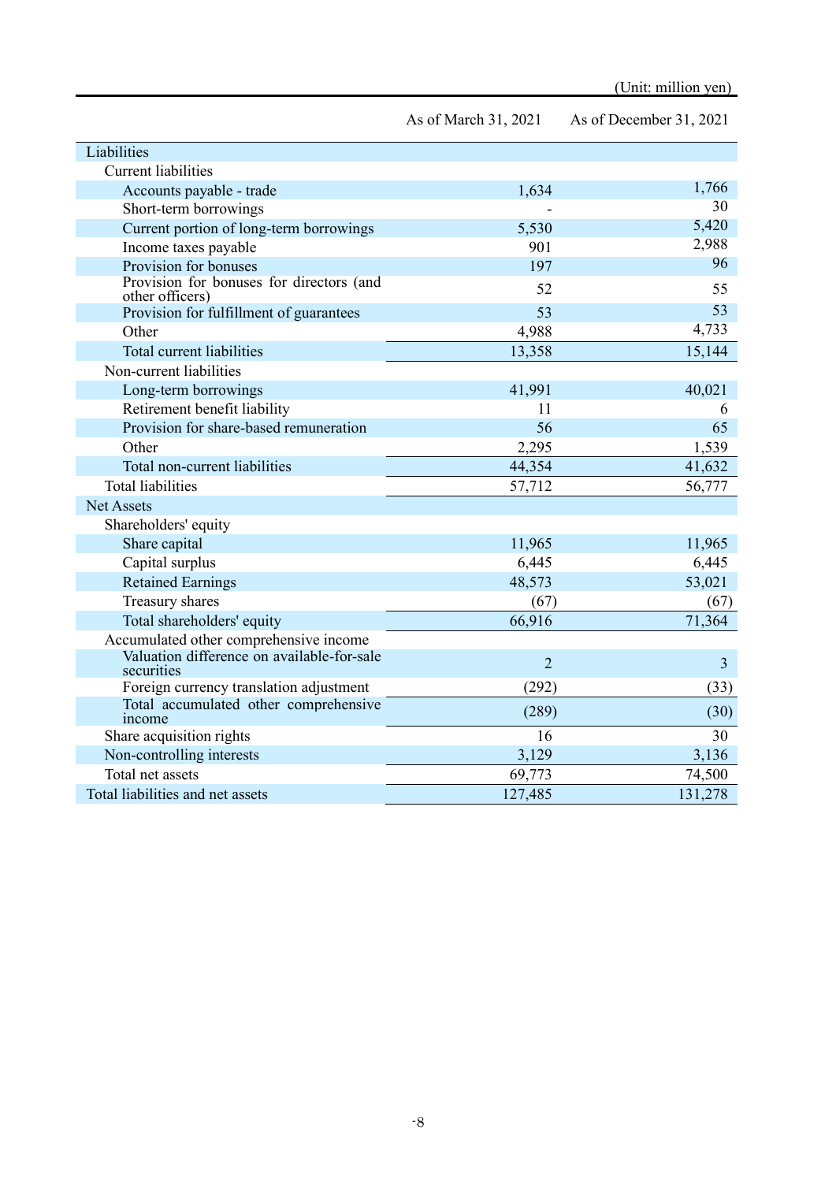(Unit: million yen)

| | As of March 31, 2021 | As of December 31, 2021 |
|---|---|---|
| Liabilities | | |
| Current liabilities | | |
| Accounts payable - trade | 1,634 | 1,766 |
| Short-term borrowings | - | 30 |
| Current portion of long-term borrowings | 5,530 | 5,420 |
| Income taxes payable | 901 | 2,988 |
| Provision for bonuses | 197 | 96 |
| Provision for bonuses for directors (and other officers) | 52 | 55 |
| Provision for fulfillment of guarantees | 53 | 53 |
| Other | 4,988 | 4,733 |
| Total current liabilities | 13,358 | 15,144 |
| Non-current liabilities | | |
| Long-term borrowings | 41,991 | 40,021 |
| Retirement benefit liability | 11 | 6 |
| Provision for share-based remuneration | 56 | 65 |
| Other | 2,295 | 1,539 |
| Total non-current liabilities | 44,354 | 41,632 |
| Total liabilities | 57,712 | 56,777 |
| Net Assets | | |
| Shareholders' equity | | |
| Share capital | 11,965 | 11,965 |
| Capital surplus | 6,445 | 6,445 |
| Retained Earnings | 48,573 | 53,021 |
| Treasury shares | (67) | (67) |
| Total shareholders' equity | 66,916 | 71,364 |
| Accumulated other comprehensive income | | |
| Valuation difference on available-for-sale securities | 2 | 3 |
| Foreign currency translation adjustment | (292) | (33) |
| Total accumulated other comprehensive income | (289) | (30) |
| Share acquisition rights | 16 | 30 |
| Non-controlling interests | 3,129 | 3,136 |
| Total net assets | 69,773 | 74,500 |
| Total liabilities and net assets | 127,485 | 131,278 |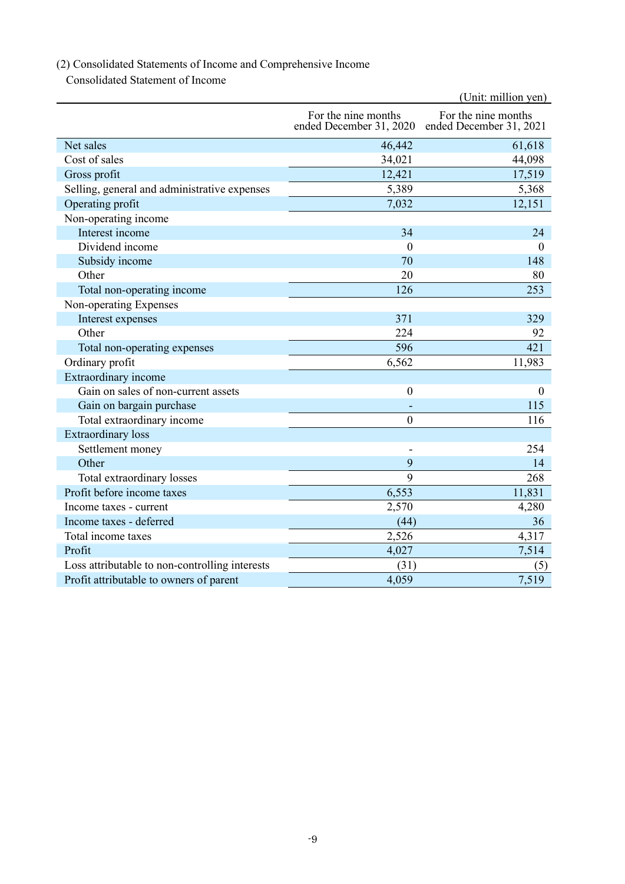(2) Consolidated Statements of Income and Comprehensive Income

Consolidated Statement of Income

(Unit: million yen)

| | For the nine months ended December 31, 2020 | For the nine months ended December 31, 2021 |
|---|---|---|
| Net sales | 46,442 | 61,618 |
| Cost of sales | 34,021 | 44,098 |
| Gross profit | 12,421 | 17,519 |
| Selling, general and administrative expenses | 5,389 | 5,368 |
| Operating profit | 7,032 | 12,151 |
| Non-operating income | | |
| Interest income | 34 | 24 |
| Dividend income | 0 | 0 |
| Subsidy income | 70 | 148 |
| Other | 20 | 80 |
| Total non-operating income | 126 | 253 |
| Non-operating Expenses | | |
| Interest expenses | 371 | 329 |
| Other | 224 | 92 |
| Total non-operating expenses | 596 | 421 |
| Ordinary profit | 6,562 | 11,983 |
| Extraordinary income | | |
| Gain on sales of non-current assets | 0 | 0 |
| Gain on bargain purchase | - | 115 |
| Total extraordinary income | 0 | 116 |
| Extraordinary loss | | |
| Settlement money | - | 254 |
| Other | 9 | 14 |
| Total extraordinary losses | 9 | 268 |
| Profit before income taxes | 6,553 | 11,831 |
| Income taxes - current | 2,570 | 4,280 |
| Income taxes - deferred | (44) | 36 |
| Total income taxes | 2,526 | 4,317 |
| Profit | 4,027 | 7,514 |
| Loss attributable to non-controlling interests | (31) | (5) |
| Profit attributable to owners of parent | 4,059 | 7,519 |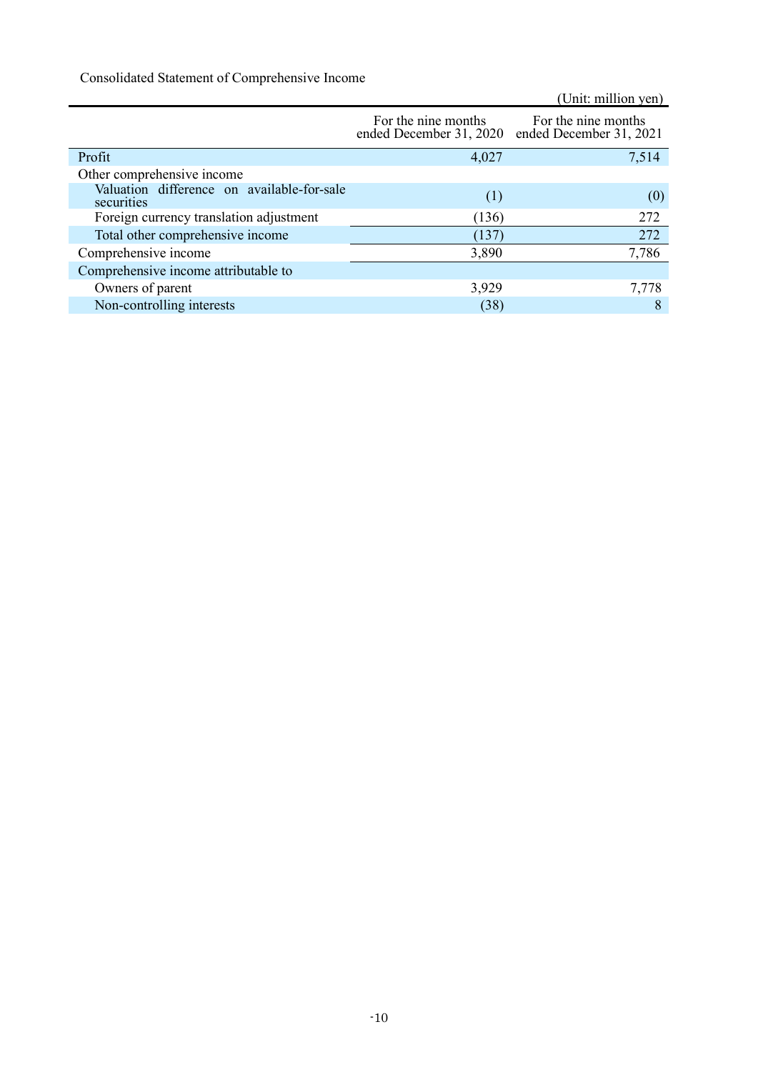Consolidated Statement of Comprehensive Income

(Unit: million yen)

| | For the nine months ended December 31, 2020 | For the nine months ended December 31, 2021 |
|---|---|---|
| Profit | 4,027 | 7,514 |
| Other comprehensive income | | |
| Valuation difference on available-for-sale securities | (1) | (0) |
| Foreign currency translation adjustment | (136) | 272 |
| Total other comprehensive income | (137) | 272 |
| Comprehensive income | 3,890 | 7,786 |
| Comprehensive income attributable to | | |
| Owners of parent | 3,929 | 7,778 |
| Non-controlling interests | (38) | 8 |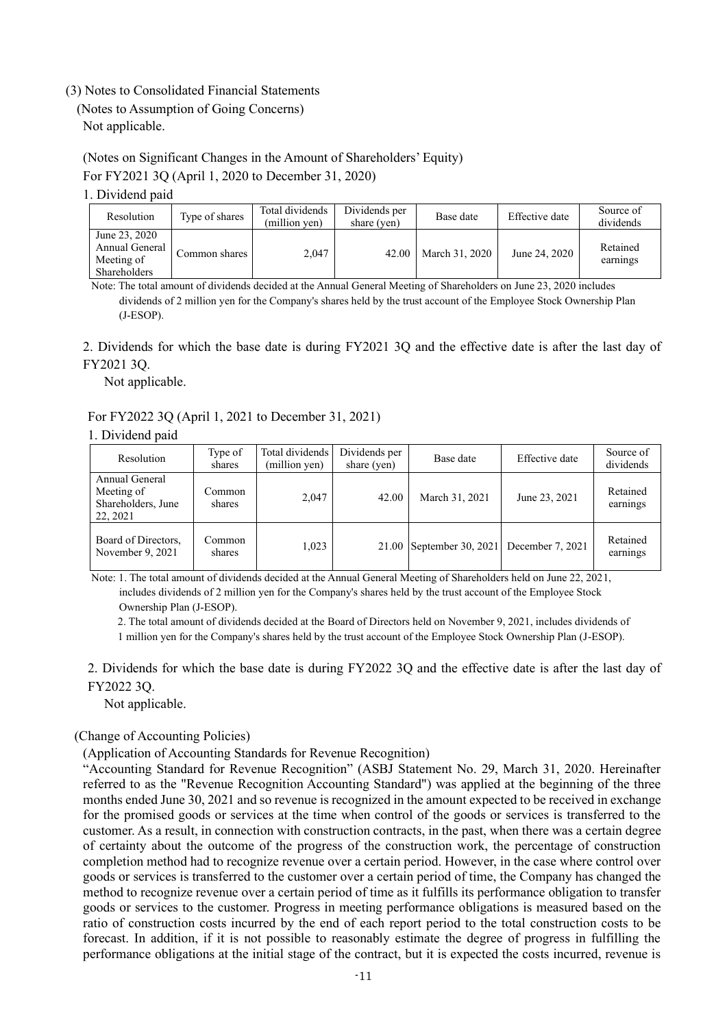(3) Notes to Consolidated Financial Statements

(Notes to Assumption of Going Concerns)

Not applicable.

(Notes on Significant Changes in the Amount of Shareholders' Equity)

For FY2021 3Q (April 1, 2020 to December 31, 2020)

1. Dividend paid

| Resolution | Type of shares | Total dividends (million yen) | Dividends per share (yen) | Base date | Effective date | Source of dividends |
|---|---|---|---|---|---|---|
| June 23, 2020 Annual General Meeting of Shareholders | Common shares | 2,047 | 42.00 | March 31, 2020 | June 24, 2020 | Retained earnings |

Note: The total amount of dividends decided at the Annual General Meeting of Shareholders on June 23, 2020 includes dividends of 2 million yen for the Company's shares held by the trust account of the Employee Stock Ownership Plan (J-ESOP).

2. Dividends for which the base date is during FY2021 3Q and the effective date is after the last day of FY2021 3Q.

Not applicable.

For FY2022 3Q (April 1, 2021 to December 31, 2021)

1. Dividend paid

| Resolution | Type of shares | Total dividends (million yen) | Dividends per share (yen) | Base date | Effective date | Source of dividends |
|---|---|---|---|---|---|---|
| Annual General Meeting of Shareholders, June 22, 2021 | Common shares | 2,047 | 42.00 | March 31, 2021 | June 23, 2021 | Retained earnings |
| Board of Directors, November 9, 2021 | Common shares | 1,023 | 21.00 | September 30, 2021 | December 7, 2021 | Retained earnings |

Note: 1. The total amount of dividends decided at the Annual General Meeting of Shareholders held on June 22, 2021, includes dividends of 2 million yen for the Company's shares held by the trust account of the Employee Stock Ownership Plan (J-ESOP).

2. The total amount of dividends decided at the Board of Directors held on November 9, 2021, includes dividends of 1 million yen for the Company's shares held by the trust account of the Employee Stock Ownership Plan (J-ESOP).

2. Dividends for which the base date is during FY2022 3Q and the effective date is after the last day of FY2022 3Q.

Not applicable.

(Change of Accounting Policies)

(Application of Accounting Standards for Revenue Recognition)

"Accounting Standard for Revenue Recognition" (ASBJ Statement No. 29, March 31, 2020. Hereinafter referred to as the "Revenue Recognition Accounting Standard") was applied at the beginning of the three months ended June 30, 2021 and so revenue is recognized in the amount expected to be received in exchange for the promised goods or services at the time when control of the goods or services is transferred to the customer. As a result, in connection with construction contracts, in the past, when there was a certain degree of certainty about the outcome of the progress of the construction work, the percentage of construction completion method had to recognize revenue over a certain period. However, in the case where control over goods or services is transferred to the customer over a certain period of time, the Company has changed the method to recognize revenue over a certain period of time as it fulfills its performance obligation to transfer goods or services to the customer. Progress in meeting performance obligations is measured based on the ratio of construction costs incurred by the end of each report period to the total construction costs to be forecast. In addition, if it is not possible to reasonably estimate the degree of progress in fulfilling the performance obligations at the initial stage of the contract, but it is expected the costs incurred, revenue is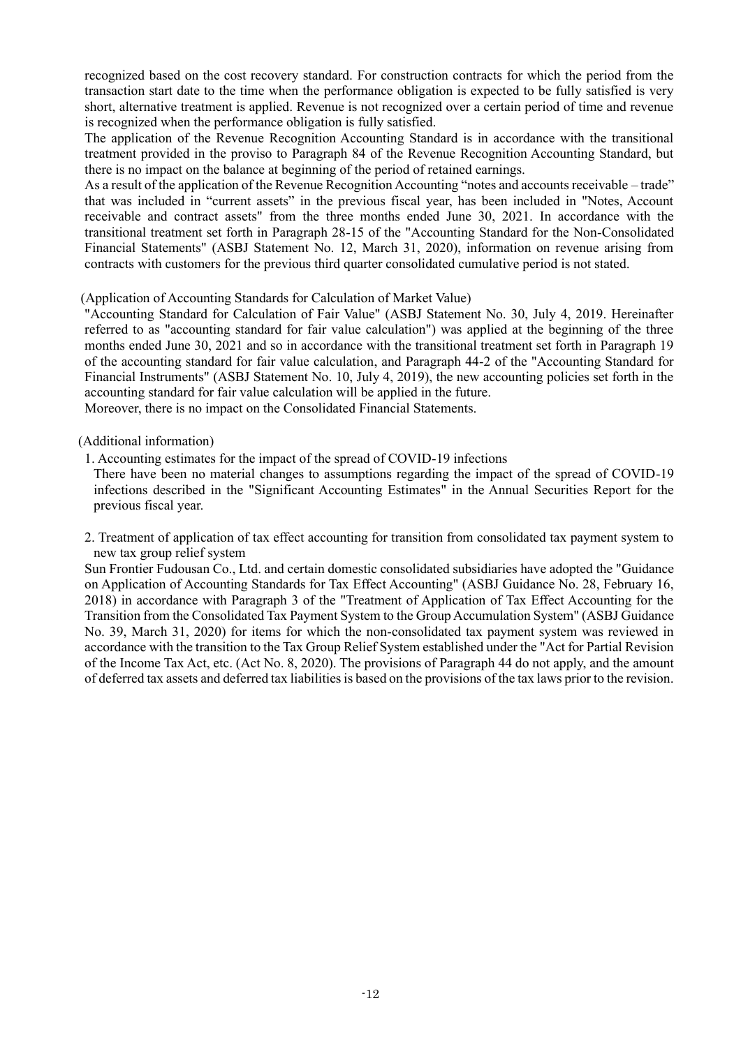recognized based on the cost recovery standard. For construction contracts for which the period from the transaction start date to the time when the performance obligation is expected to be fully satisfied is very short, alternative treatment is applied. Revenue is not recognized over a certain period of time and revenue is recognized when the performance obligation is fully satisfied.

The application of the Revenue Recognition Accounting Standard is in accordance with the transitional treatment provided in the proviso to Paragraph 84 of the Revenue Recognition Accounting Standard, but there is no impact on the balance at beginning of the period of retained earnings.

As a result of the application of the Revenue Recognition Accounting “notes and accounts receivable – trade” that was included in “current assets” in the previous fiscal year, has been included in "Notes, Account receivable and contract assets" from the three months ended June 30, 2021. In accordance with the transitional treatment set forth in Paragraph 28-15 of the "Accounting Standard for the Non-Consolidated Financial Statements" (ASBJ Statement No. 12, March 31, 2020), information on revenue arising from contracts with customers for the previous third quarter consolidated cumulative period is not stated.

(Application of Accounting Standards for Calculation of Market Value)

"Accounting Standard for Calculation of Fair Value" (ASBJ Statement No. 30, July 4, 2019. Hereinafter referred to as "accounting standard for fair value calculation") was applied at the beginning of the three months ended June 30, 2021 and so in accordance with the transitional treatment set forth in Paragraph 19 of the accounting standard for fair value calculation, and Paragraph 44-2 of the "Accounting Standard for Financial Instruments" (ASBJ Statement No. 10, July 4, 2019), the new accounting policies set forth in the accounting standard for fair value calculation will be applied in the future.

Moreover, there is no impact on the Consolidated Financial Statements.

(Additional information)

1. Accounting estimates for the impact of the spread of COVID-19 infections

   There have been no material changes to assumptions regarding the impact of the spread of COVID-19 infections described in the "Significant Accounting Estimates" in the Annual Securities Report for the previous fiscal year.

2. Treatment of application of tax effect accounting for transition from consolidated tax payment system to new tax group relief system

Sun Frontier Fudousan Co., Ltd. and certain domestic consolidated subsidiaries have adopted the "Guidance on Application of Accounting Standards for Tax Effect Accounting" (ASBJ Guidance No. 28, February 16, 2018) in accordance with Paragraph 3 of the "Treatment of Application of Tax Effect Accounting for the Transition from the Consolidated Tax Payment System to the Group Accumulation System" (ASBJ Guidance No. 39, March 31, 2020) for items for which the non-consolidated tax payment system was reviewed in accordance with the transition to the Tax Group Relief System established under the "Act for Partial Revision of the Income Tax Act, etc. (Act No. 8, 2020). The provisions of Paragraph 44 do not apply, and the amount of deferred tax assets and deferred tax liabilities is based on the provisions of the tax laws prior to the revision.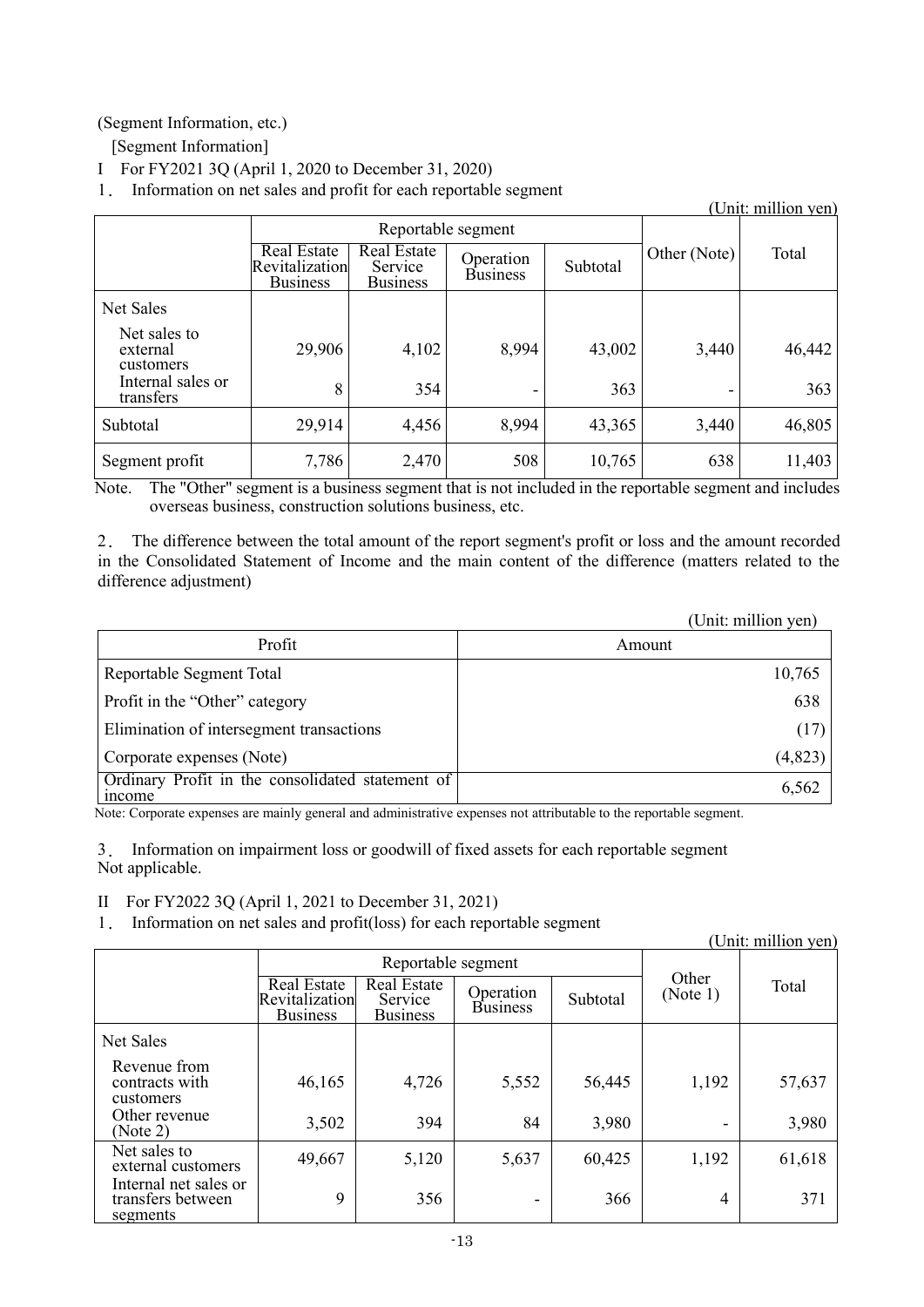(Segment Information, etc.)

[Segment Information]

I For FY2021 3Q (April 1, 2020 to December 31, 2020)

1． Information on net sales and profit for each reportable segment

(Unit: million yen)

| | Reportable segment | | | | Other (Note) | Total |
|---|---|---|---|---|---|---|
| | Real Estate Revitalization Business | Real Estate Service Business | Operation Business | Subtotal | | |
| Net Sales | | | | | | |
| Net sales to external customers | 29,906 | 4,102 | 8,994 | 43,002 | 3,440 | 46,442 |
| Internal sales or transfers | 8 | 354 | - | 363 | - | 363 |
| Subtotal | 29,914 | 4,456 | 8,994 | 43,365 | 3,440 | 46,805 |
| Segment profit | 7,786 | 2,470 | 508 | 10,765 | 638 | 11,403 |

Note. The "Other" segment is a business segment that is not included in the reportable segment and includes overseas business, construction solutions business, etc.

2． The difference between the total amount of the report segment's profit or loss and the amount recorded in the Consolidated Statement of Income and the main content of the difference (matters related to the difference adjustment)

(Unit: million yen)

| Profit | Amount |
|---|---|
| Reportable Segment Total | 10,765 |
| Profit in the “Other” category | 638 |
| Elimination of intersegment transactions | (17) |
| Corporate expenses (Note) | (4,823) |
| Ordinary Profit in the consolidated statement of income | 6,562 |

Note: Corporate expenses are mainly general and administrative expenses not attributable to the reportable segment.

3． Information on impairment loss or goodwill of fixed assets for each reportable segment

Not applicable.

II For FY2022 3Q (April 1, 2021 to December 31, 2021)

1． Information on net sales and profit(loss) for each reportable segment

(Unit: million yen)

| | Reportable segment | | | | Other (Note 1) | Total |
|---|---|---|---|---|---|---|
| | Real Estate Revitalization Business | Real Estate Service Business | Operation Business | Subtotal | | |
| Net Sales | | | | | | |
| Revenue from contracts with customers | 46,165 | 4,726 | 5,552 | 56,445 | 1,192 | 57,637 |
| Other revenue (Note 2) | 3,502 | 394 | 84 | 3,980 | - | 3,980 |
| Net sales to external customers | 49,667 | 5,120 | 5,637 | 60,425 | 1,192 | 61,618 |
| Internal net sales or transfers between segments | 9 | 356 | - | 366 | 4 | 371 |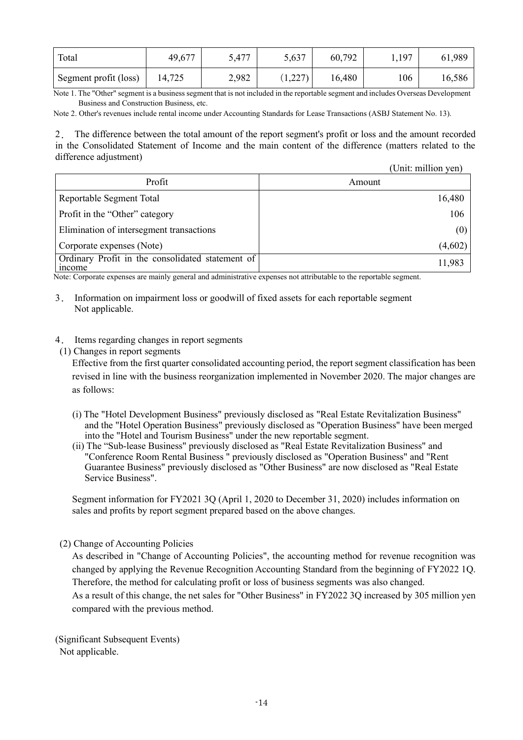| | | | | | | |
|---|---|---|---|---|---|---|
| Total | 49,677 | 5,477 | 5,637 | 60,792 | 1,197 | 61,989 |
| Segment profit (loss) | 14,725 | 2,982 | (1,227) | 16,480 | 106 | 16,586 |

Note 1. The "Other" segment is a business segment that is not included in the reportable segment and includes Overseas Development Business and Construction Business, etc.

Note 2. Other's revenues include rental income under Accounting Standards for Lease Transactions (ASBJ Statement No. 13).

2． The difference between the total amount of the report segment's profit or loss and the amount recorded in the Consolidated Statement of Income and the main content of the difference (matters related to the difference adjustment)

(Unit: million yen)

| Profit | Amount |
|---|---|
| Reportable Segment Total | 16,480 |
| Profit in the "Other" category | 106 |
| Elimination of intersegment transactions | (0) |
| Corporate expenses (Note) | (4,602) |
| Ordinary Profit in the consolidated statement of income | 11,983 |

Note: Corporate expenses are mainly general and administrative expenses not attributable to the reportable segment.

3． Information on impairment loss or goodwill of fixed assets for each reportable segment
Not applicable.

4． Items regarding changes in report segments

(1) Changes in report segments

Effective from the first quarter consolidated accounting period, the report segment classification has been revised in line with the business reorganization implemented in November 2020. The major changes are as follows:

(i) The "Hotel Development Business" previously disclosed as "Real Estate Revitalization Business" and the "Hotel Operation Business" previously disclosed as "Operation Business" have been merged into the "Hotel and Tourism Business" under the new reportable segment.
(ii) The "Sub-lease Business" previously disclosed as "Real Estate Revitalization Business" and "Conference Room Rental Business " previously disclosed as "Operation Business" and "Rent Guarantee Business" previously disclosed as "Other Business" are now disclosed as "Real Estate Service Business".

Segment information for FY2021 3Q (April 1, 2020 to December 31, 2020) includes information on sales and profits by report segment prepared based on the above changes.

(2) Change of Accounting Policies

As described in "Change of Accounting Policies", the accounting method for revenue recognition was changed by applying the Revenue Recognition Accounting Standard from the beginning of FY2022 1Q. Therefore, the method for calculating profit or loss of business segments was also changed.

As a result of this change, the net sales for "Other Business" in FY2022 3Q increased by 305 million yen compared with the previous method.

(Significant Subsequent Events)

Not applicable.